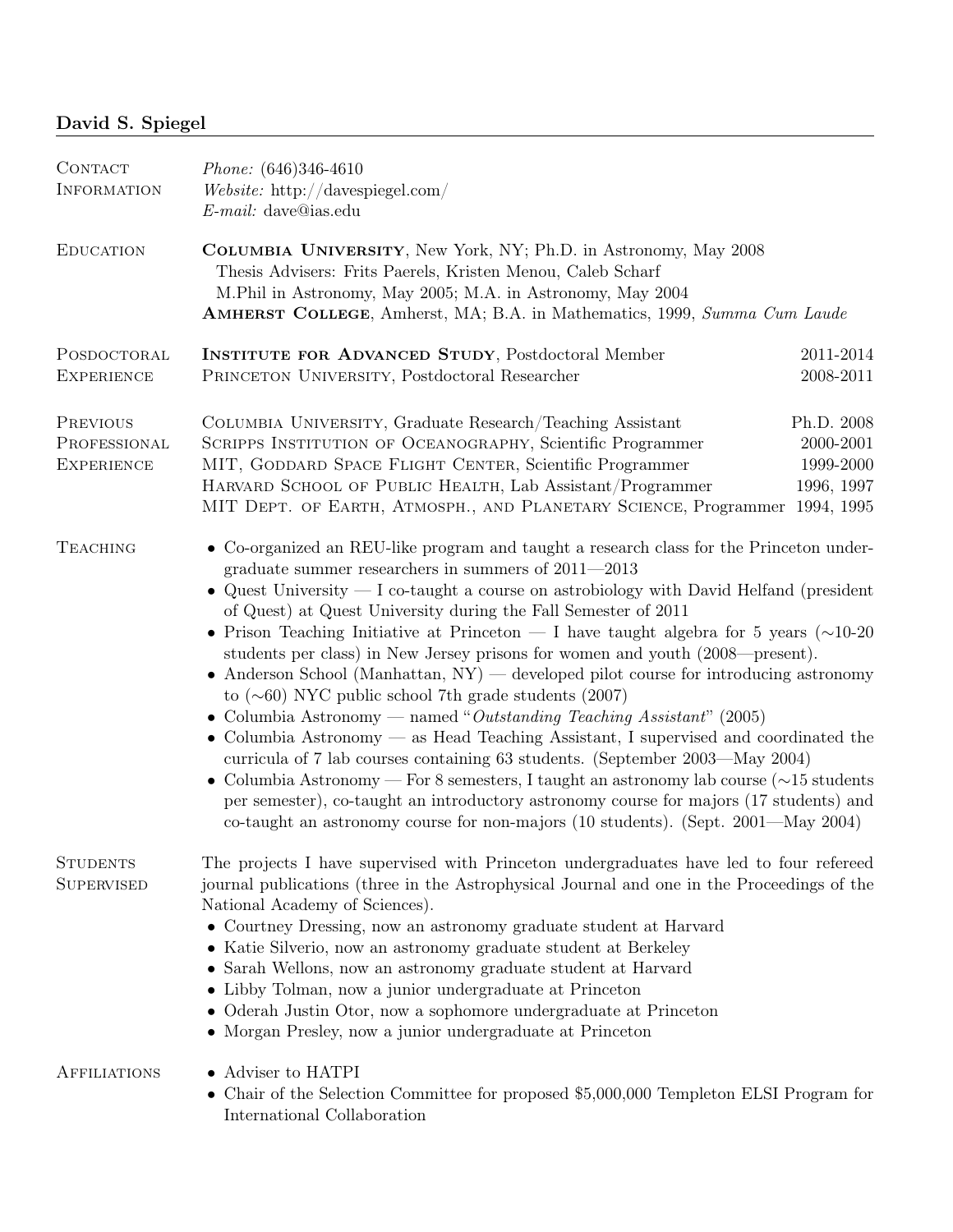# David S. Spiegel

## Contact Information

*Phone:* (646)346-4610
*Website:* http://davespiegel.com/
*E-mail:* dave@ias.edu

## Education

**Columbia University**, New York, NY; Ph.D. in Astronomy, May 2008
Thesis Advisers: Frits Paerels, Kristen Menou, Caleb Scharf
M.Phil in Astronomy, May 2005; M.A. in Astronomy, May 2004

**Amherst College**, Amherst, MA; B.A. in Mathematics, 1999, *Summa Cum Laude*

## Posdoctoral Experience

**Institute for Advanced Study**, Postdoctoral Member — 2011-2014
Princeton University, Postdoctoral Researcher — 2008-2011

## Previous Professional Experience

Columbia University, Graduate Research/Teaching Assistant — Ph.D. 2008
Scripps Institution of Oceanography, Scientific Programmer — 2000-2001
MIT, Goddard Space Flight Center, Scientific Programmer — 1999-2000
Harvard School of Public Health, Lab Assistant/Programmer — 1996, 1997
MIT Dept. of Earth, Atmosph., and Planetary Science, Programmer — 1994, 1995

## Teaching

- Co-organized an REU-like program and taught a research class for the Princeton undergraduate summer researchers in summers of 2011—2013
- Quest University — I co-taught a course on astrobiology with David Helfand (president of Quest) at Quest University during the Fall Semester of 2011
- Prison Teaching Initiative at Princeton — I have taught algebra for 5 years (∼10-20 students per class) in New Jersey prisons for women and youth (2008—present).
- Anderson School (Manhattan, NY) — developed pilot course for introducing astronomy to (∼60) NYC public school 7th grade students (2007)
- Columbia Astronomy — named "*Outstanding Teaching Assistant*" (2005)
- Columbia Astronomy — as Head Teaching Assistant, I supervised and coordinated the curricula of 7 lab courses containing 63 students. (September 2003—May 2004)
- Columbia Astronomy — For 8 semesters, I taught an astronomy lab course (∼15 students per semester), co-taught an introductory astronomy course for majors (17 students) and co-taught an astronomy course for non-majors (10 students). (Sept. 2001—May 2004)

## Students Supervised

The projects I have supervised with Princeton undergraduates have led to four refereed journal publications (three in the Astrophysical Journal and one in the Proceedings of the National Academy of Sciences).

- Courtney Dressing, now an astronomy graduate student at Harvard
- Katie Silverio, now an astronomy graduate student at Berkeley
- Sarah Wellons, now an astronomy graduate student at Harvard
- Libby Tolman, now a junior undergraduate at Princeton
- Oderah Justin Otor, now a sophomore undergraduate at Princeton
- Morgan Presley, now a junior undergraduate at Princeton

## Affiliations

- Adviser to HATPI
- Chair of the Selection Committee for proposed $5,000,000 Templeton ELSI Program for International Collaboration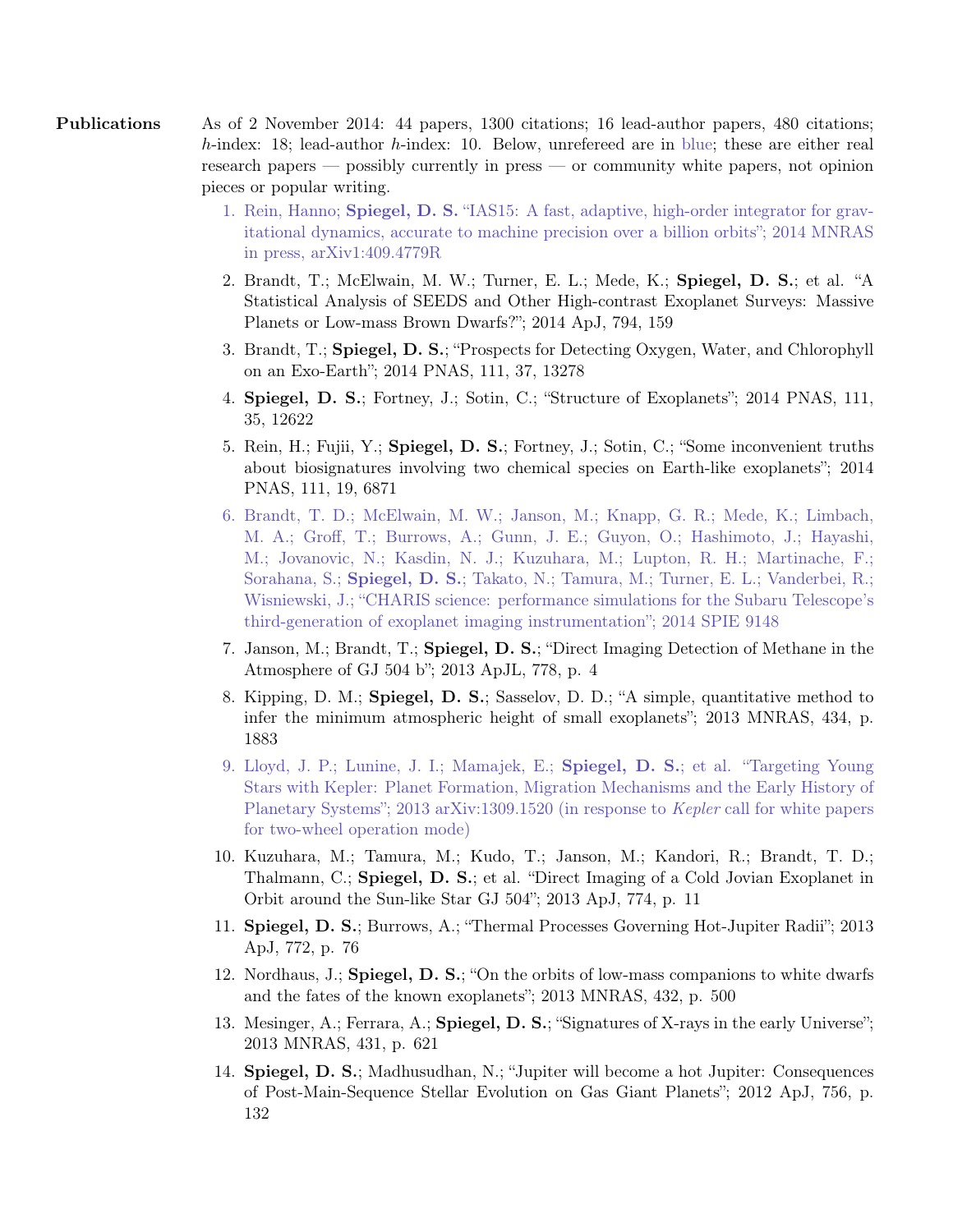## Publications

As of 2 November 2014: 44 papers, 1300 citations; 16 lead-author papers, 480 citations; $h$-index: 18; lead-author $h$-index: 10. Below, unrefereed are in blue; these are either real research papers — possibly currently in press — or community white papers, not opinion pieces or popular writing.

1. Rein, Hanno; **Spiegel, D. S.** "IAS15: A fast, adaptive, high-order integrator for gravitational dynamics, accurate to machine precision over a billion orbits"; 2014 MNRAS in press, arXiv1:409.4779R
2. Brandt, T.; McElwain, M. W.; Turner, E. L.; Mede, K.; **Spiegel, D. S.**; et al. "A Statistical Analysis of SEEDS and Other High-contrast Exoplanet Surveys: Massive Planets or Low-mass Brown Dwarfs?"; 2014 ApJ, 794, 159
3. Brandt, T.; **Spiegel, D. S.**; "Prospects for Detecting Oxygen, Water, and Chlorophyll on an Exo-Earth"; 2014 PNAS, 111, 37, 13278
4. **Spiegel, D. S.**; Fortney, J.; Sotin, C.; "Structure of Exoplanets"; 2014 PNAS, 111, 35, 12622
5. Rein, H.; Fujii, Y.; **Spiegel, D. S.**; Fortney, J.; Sotin, C.; "Some inconvenient truths about biosignatures involving two chemical species on Earth-like exoplanets"; 2014 PNAS, 111, 19, 6871
6. Brandt, T. D.; McElwain, M. W.; Janson, M.; Knapp, G. R.; Mede, K.; Limbach, M. A.; Groff, T.; Burrows, A.; Gunn, J. E.; Guyon, O.; Hashimoto, J.; Hayashi, M.; Jovanovic, N.; Kasdin, N. J.; Kuzuhara, M.; Lupton, R. H.; Martinache, F.; Sorahana, S.; **Spiegel, D. S.**; Takato, N.; Tamura, M.; Turner, E. L.; Vanderbei, R.; Wisniewski, J.; "CHARIS science: performance simulations for the Subaru Telescope's third-generation of exoplanet imaging instrumentation"; 2014 SPIE 9148
7. Janson, M.; Brandt, T.; **Spiegel, D. S.**; "Direct Imaging Detection of Methane in the Atmosphere of GJ 504 b"; 2013 ApJL, 778, p. 4
8. Kipping, D. M.; **Spiegel, D. S.**; Sasselov, D. D.; "A simple, quantitative method to infer the minimum atmospheric height of small exoplanets"; 2013 MNRAS, 434, p. 1883
9. Lloyd, J. P.; Lunine, J. I.; Mamajek, E.; **Spiegel, D. S.**; et al. "Targeting Young Stars with Kepler: Planet Formation, Migration Mechanisms and the Early History of Planetary Systems"; 2013 arXiv:1309.1520 (in response to *Kepler* call for white papers for two-wheel operation mode)
10. Kuzuhara, M.; Tamura, M.; Kudo, T.; Janson, M.; Kandori, R.; Brandt, T. D.; Thalmann, C.; **Spiegel, D. S.**; et al. "Direct Imaging of a Cold Jovian Exoplanet in Orbit around the Sun-like Star GJ 504"; 2013 ApJ, 774, p. 11
11. **Spiegel, D. S.**; Burrows, A.; "Thermal Processes Governing Hot-Jupiter Radii"; 2013 ApJ, 772, p. 76
12. Nordhaus, J.; **Spiegel, D. S.**; "On the orbits of low-mass companions to white dwarfs and the fates of the known exoplanets"; 2013 MNRAS, 432, p. 500
13. Mesinger, A.; Ferrara, A.; **Spiegel, D. S.**; "Signatures of X-rays in the early Universe"; 2013 MNRAS, 431, p. 621
14. **Spiegel, D. S.**; Madhusudhan, N.; "Jupiter will become a hot Jupiter: Consequences of Post-Main-Sequence Stellar Evolution on Gas Giant Planets"; 2012 ApJ, 756, p. 132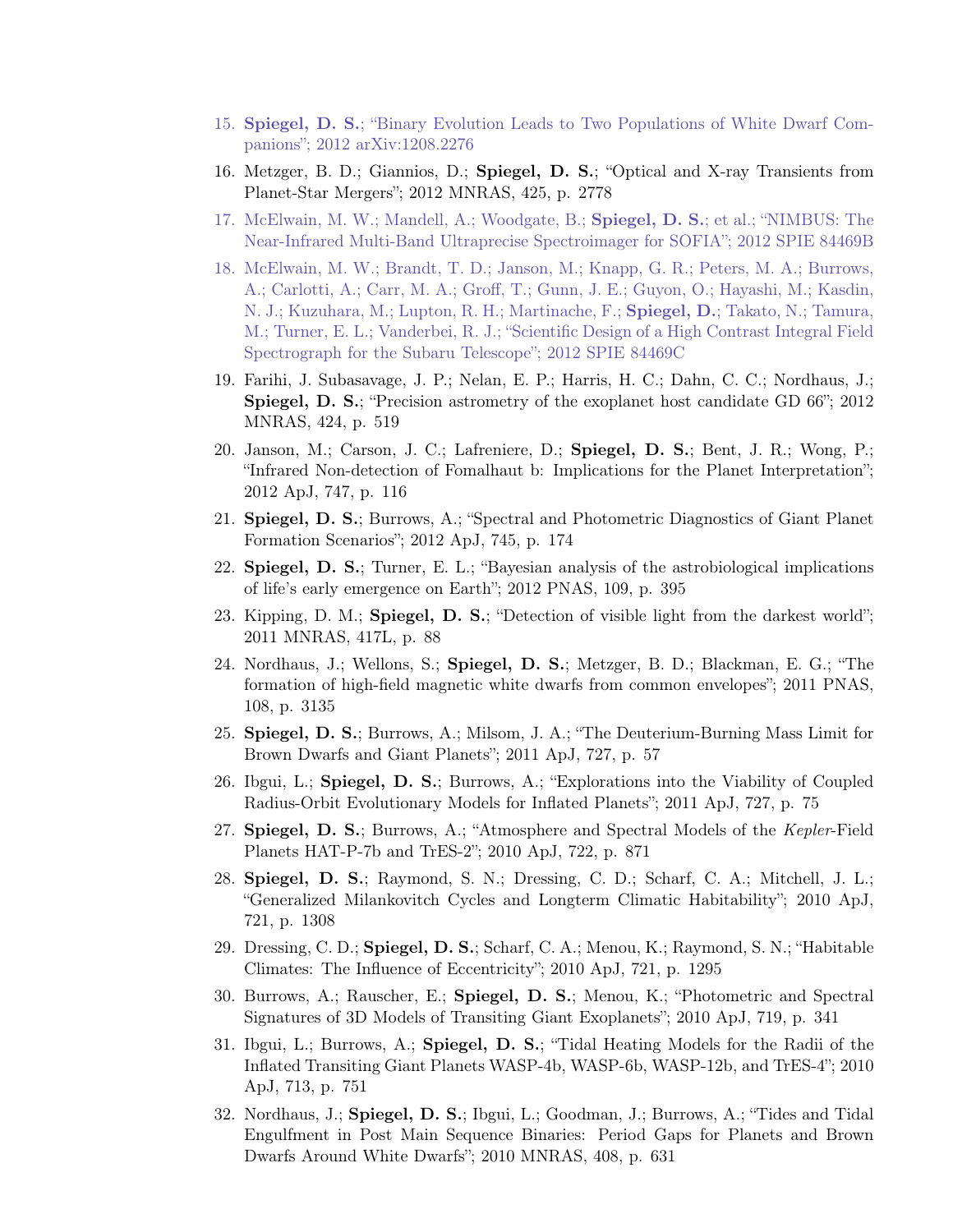15. **Spiegel, D. S.**; "Binary Evolution Leads to Two Populations of White Dwarf Companions"; 2012 arXiv:1208.2276
16. Metzger, B. D.; Giannios, D.; **Spiegel, D. S.**; "Optical and X-ray Transients from Planet-Star Mergers"; 2012 MNRAS, 425, p. 2778
17. McElwain, M. W.; Mandell, A.; Woodgate, B.; **Spiegel, D. S.**; et al.; "NIMBUS: The Near-Infrared Multi-Band Ultraprecise Spectroimager for SOFIA"; 2012 SPIE 84469B
18. McElwain, M. W.; Brandt, T. D.; Janson, M.; Knapp, G. R.; Peters, M. A.; Burrows, A.; Carlotti, A.; Carr, M. A.; Groff, T.; Gunn, J. E.; Guyon, O.; Hayashi, M.; Kasdin, N. J.; Kuzuhara, M.; Lupton, R. H.; Martinache, F.; **Spiegel, D.**; Takato, N.; Tamura, M.; Turner, E. L.; Vanderbei, R. J.; "Scientific Design of a High Contrast Integral Field Spectrograph for the Subaru Telescope"; 2012 SPIE 84469C
19. Farihi, J. Subasavage, J. P.; Nelan, E. P.; Harris, H. C.; Dahn, C. C.; Nordhaus, J.; **Spiegel, D. S.**; "Precision astrometry of the exoplanet host candidate GD 66"; 2012 MNRAS, 424, p. 519
20. Janson, M.; Carson, J. C.; Lafreniere, D.; **Spiegel, D. S.**; Bent, J. R.; Wong, P.; "Infrared Non-detection of Fomalhaut b: Implications for the Planet Interpretation"; 2012 ApJ, 747, p. 116
21. **Spiegel, D. S.**; Burrows, A.; "Spectral and Photometric Diagnostics of Giant Planet Formation Scenarios"; 2012 ApJ, 745, p. 174
22. **Spiegel, D. S.**; Turner, E. L.; "Bayesian analysis of the astrobiological implications of life's early emergence on Earth"; 2012 PNAS, 109, p. 395
23. Kipping, D. M.; **Spiegel, D. S.**; "Detection of visible light from the darkest world"; 2011 MNRAS, 417L, p. 88
24. Nordhaus, J.; Wellons, S.; **Spiegel, D. S.**; Metzger, B. D.; Blackman, E. G.; "The formation of high-field magnetic white dwarfs from common envelopes"; 2011 PNAS, 108, p. 3135
25. **Spiegel, D. S.**; Burrows, A.; Milsom, J. A.; "The Deuterium-Burning Mass Limit for Brown Dwarfs and Giant Planets"; 2011 ApJ, 727, p. 57
26. Ibgui, L.; **Spiegel, D. S.**; Burrows, A.; "Explorations into the Viability of Coupled Radius-Orbit Evolutionary Models for Inflated Planets"; 2011 ApJ, 727, p. 75
27. **Spiegel, D. S.**; Burrows, A.; "Atmosphere and Spectral Models of the *Kepler*-Field Planets HAT-P-7b and TrES-2"; 2010 ApJ, 722, p. 871
28. **Spiegel, D. S.**; Raymond, S. N.; Dressing, C. D.; Scharf, C. A.; Mitchell, J. L.; "Generalized Milankovitch Cycles and Longterm Climatic Habitability"; 2010 ApJ, 721, p. 1308
29. Dressing, C. D.; **Spiegel, D. S.**; Scharf, C. A.; Menou, K.; Raymond, S. N.; "Habitable Climates: The Influence of Eccentricity"; 2010 ApJ, 721, p. 1295
30. Burrows, A.; Rauscher, E.; **Spiegel, D. S.**; Menou, K.; "Photometric and Spectral Signatures of 3D Models of Transiting Giant Exoplanets"; 2010 ApJ, 719, p. 341
31. Ibgui, L.; Burrows, A.; **Spiegel, D. S.**; "Tidal Heating Models for the Radii of the Inflated Transiting Giant Planets WASP-4b, WASP-6b, WASP-12b, and TrES-4"; 2010 ApJ, 713, p. 751
32. Nordhaus, J.; **Spiegel, D. S.**; Ibgui, L.; Goodman, J.; Burrows, A.; "Tides and Tidal Engulfment in Post Main Sequence Binaries: Period Gaps for Planets and Brown Dwarfs Around White Dwarfs"; 2010 MNRAS, 408, p. 631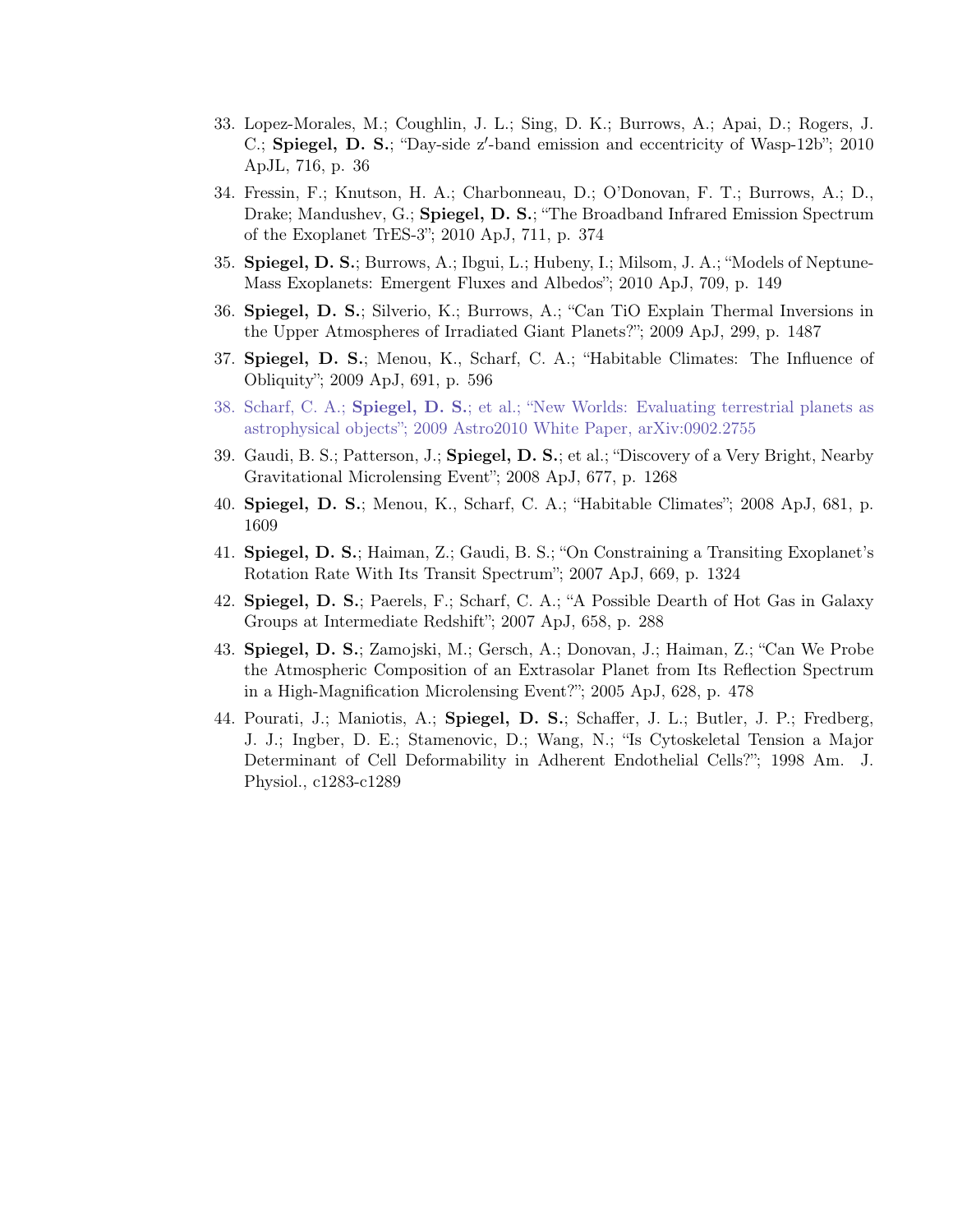33. Lopez-Morales, M.; Coughlin, J. L.; Sing, D. K.; Burrows, A.; Apai, D.; Rogers, J. C.; **Spiegel, D. S.**; "Day-side z′-band emission and eccentricity of Wasp-12b"; 2010 ApJL, 716, p. 36

34. Fressin, F.; Knutson, H. A.; Charbonneau, D.; O'Donovan, F. T.; Burrows, A.; D., Drake; Mandushev, G.; **Spiegel, D. S.**; "The Broadband Infrared Emission Spectrum of the Exoplanet TrES-3"; 2010 ApJ, 711, p. 374

35. **Spiegel, D. S.**; Burrows, A.; Ibgui, L.; Hubeny, I.; Milsom, J. A.; "Models of Neptune-Mass Exoplanets: Emergent Fluxes and Albedos"; 2010 ApJ, 709, p. 149

36. **Spiegel, D. S.**; Silverio, K.; Burrows, A.; "Can TiO Explain Thermal Inversions in the Upper Atmospheres of Irradiated Giant Planets?"; 2009 ApJ, 299, p. 1487

37. **Spiegel, D. S.**; Menou, K., Scharf, C. A.; "Habitable Climates: The Influence of Obliquity"; 2009 ApJ, 691, p. 596

38. Scharf, C. A.; **Spiegel, D. S.**; et al.; "New Worlds: Evaluating terrestrial planets as astrophysical objects"; 2009 Astro2010 White Paper, arXiv:0902.2755

39. Gaudi, B. S.; Patterson, J.; **Spiegel, D. S.**; et al.; "Discovery of a Very Bright, Nearby Gravitational Microlensing Event"; 2008 ApJ, 677, p. 1268

40. **Spiegel, D. S.**; Menou, K., Scharf, C. A.; "Habitable Climates"; 2008 ApJ, 681, p. 1609

41. **Spiegel, D. S.**; Haiman, Z.; Gaudi, B. S.; "On Constraining a Transiting Exoplanet's Rotation Rate With Its Transit Spectrum"; 2007 ApJ, 669, p. 1324

42. **Spiegel, D. S.**; Paerels, F.; Scharf, C. A.; "A Possible Dearth of Hot Gas in Galaxy Groups at Intermediate Redshift"; 2007 ApJ, 658, p. 288

43. **Spiegel, D. S.**; Zamojski, M.; Gersch, A.; Donovan, J.; Haiman, Z.; "Can We Probe the Atmospheric Composition of an Extrasolar Planet from Its Reflection Spectrum in a High-Magnification Microlensing Event?"; 2005 ApJ, 628, p. 478

44. Pourati, J.; Maniotis, A.; **Spiegel, D. S.**; Schaffer, J. L.; Butler, J. P.; Fredberg, J. J.; Ingber, D. E.; Stamenovic, D.; Wang, N.; "Is Cytoskeletal Tension a Major Determinant of Cell Deformability in Adherent Endothelial Cells?"; 1998 Am. J. Physiol., c1283-c1289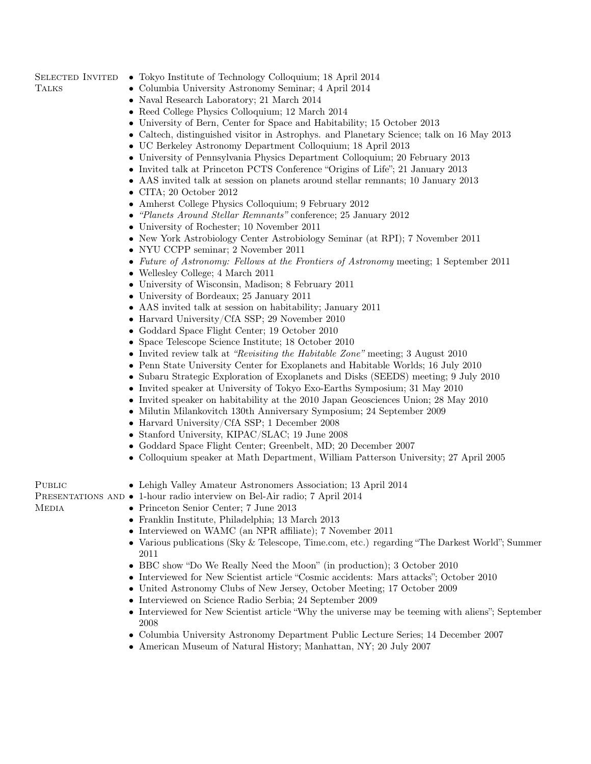## Selected Invited Talks

- Tokyo Institute of Technology Colloquium; 18 April 2014
- Columbia University Astronomy Seminar; 4 April 2014
- Naval Research Laboratory; 21 March 2014
- Reed College Physics Colloquium; 12 March 2014
- University of Bern, Center for Space and Habitability; 15 October 2013
- Caltech, distinguished visitor in Astrophys. and Planetary Science; talk on 16 May 2013
- UC Berkeley Astronomy Department Colloquium; 18 April 2013
- University of Pennsylvania Physics Department Colloquium; 20 February 2013
- Invited talk at Princeton PCTS Conference "Origins of Life"; 21 January 2013
- AAS invited talk at session on planets around stellar remnants; 10 January 2013
- CITA; 20 October 2012
- Amherst College Physics Colloquium; 9 February 2012
- *"Planets Around Stellar Remnants"* conference; 25 January 2012
- University of Rochester; 10 November 2011
- New York Astrobiology Center Astrobiology Seminar (at RPI); 7 November 2011
- NYU CCPP seminar; 2 November 2011
- *Future of Astronomy: Fellows at the Frontiers of Astronomy* meeting; 1 September 2011
- Wellesley College; 4 March 2011
- University of Wisconsin, Madison; 8 February 2011
- University of Bordeaux; 25 January 2011
- AAS invited talk at session on habitability; January 2011
- Harvard University/CfA SSP; 29 November 2010
- Goddard Space Flight Center; 19 October 2010
- Space Telescope Science Institute; 18 October 2010
- Invited review talk at *"Revisiting the Habitable Zone"* meeting; 3 August 2010
- Penn State University Center for Exoplanets and Habitable Worlds; 16 July 2010
- Subaru Strategic Exploration of Exoplanets and Disks (SEEDS) meeting; 9 July 2010
- Invited speaker at University of Tokyo Exo-Earths Symposium; 31 May 2010
- Invited speaker on habitability at the 2010 Japan Geosciences Union; 28 May 2010
- Milutin Milankovitch 130th Anniversary Symposium; 24 September 2009
- Harvard University/CfA SSP; 1 December 2008
- Stanford University, KIPAC/SLAC; 19 June 2008
- Goddard Space Flight Center; Greenbelt, MD; 20 December 2007
- Colloquium speaker at Math Department, William Patterson University; 27 April 2005

## Public Presentations and Media

- Lehigh Valley Amateur Astronomers Association; 13 April 2014
- 1-hour radio interview on Bel-Air radio; 7 April 2014
- Princeton Senior Center; 7 June 2013
- Franklin Institute, Philadelphia; 13 March 2013
- Interviewed on WAMC (an NPR affiliate); 7 November 2011
- Various publications (Sky & Telescope, Time.com, etc.) regarding "The Darkest World"; Summer 2011
- BBC show "Do We Really Need the Moon" (in production); 3 October 2010
- Interviewed for New Scientist article "Cosmic accidents: Mars attacks"; October 2010
- United Astronomy Clubs of New Jersey, October Meeting; 17 October 2009
- Interviewed on Science Radio Serbia; 24 September 2009
- Interviewed for New Scientist article "Why the universe may be teeming with aliens"; September 2008
- Columbia University Astronomy Department Public Lecture Series; 14 December 2007
- American Museum of Natural History; Manhattan, NY; 20 July 2007